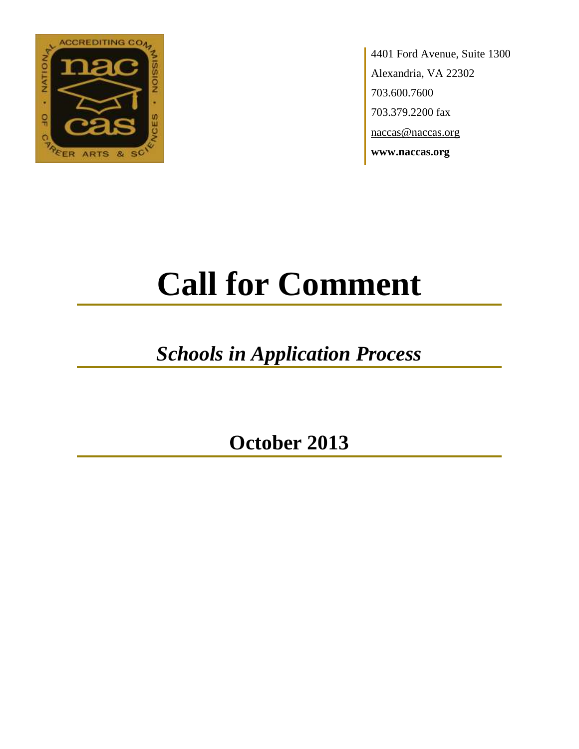4401 Ford Avenue, Suite 1300
Alexandria, VA 22302
703.600.7600
703.379.2200 fax
naccas@naccas.org
**www.naccas.org**

# Call for Comment

## *Schools in Application Process*

## October 2013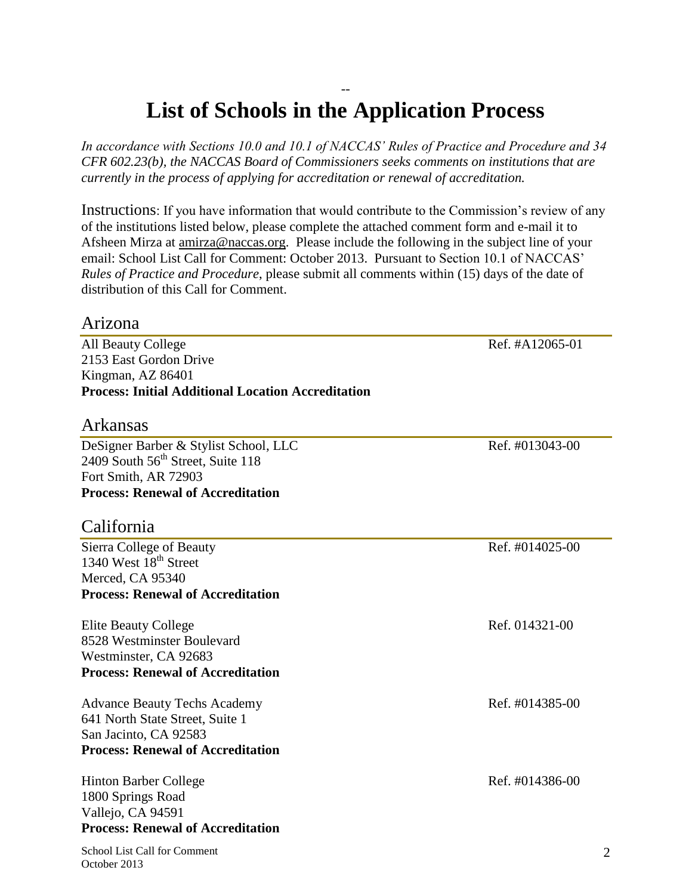# List of Schools in the Application Process

*In accordance with Sections 10.0 and 10.1 of NACCAS' Rules of Practice and Procedure and 34 CFR 602.23(b), the NACCAS Board of Commissioners seeks comments on institutions that are currently in the process of applying for accreditation or renewal of accreditation.*

Instructions: If you have information that would contribute to the Commission's review of any of the institutions listed below, please complete the attached comment form and e-mail it to Afsheen Mirza at amirza@naccas.org. Please include the following in the subject line of your email: School List Call for Comment: October 2013. Pursuant to Section 10.1 of NACCAS' *Rules of Practice and Procedure*, please submit all comments within (15) days of the date of distribution of this Call for Comment.

## Arizona

All Beauty College — Ref. #A12065-01
2153 East Gordon Drive
Kingman, AZ 86401
**Process: Initial Additional Location Accreditation**

## Arkansas

DeSigner Barber & Stylist School, LLC — Ref. #013043-00
2409 South 56th Street, Suite 118
Fort Smith, AR 72903
**Process: Renewal of Accreditation**

## California

Sierra College of Beauty — Ref. #014025-00
1340 West 18th Street
Merced, CA 95340
**Process: Renewal of Accreditation**

Elite Beauty College — Ref. 014321-00
8528 Westminster Boulevard
Westminster, CA 92683
**Process: Renewal of Accreditation**

Advance Beauty Techs Academy — Ref. #014385-00
641 North State Street, Suite 1
San Jacinto, CA 92583
**Process: Renewal of Accreditation**

Hinton Barber College — Ref. #014386-00
1800 Springs Road
Vallejo, CA 94591
**Process: Renewal of Accreditation**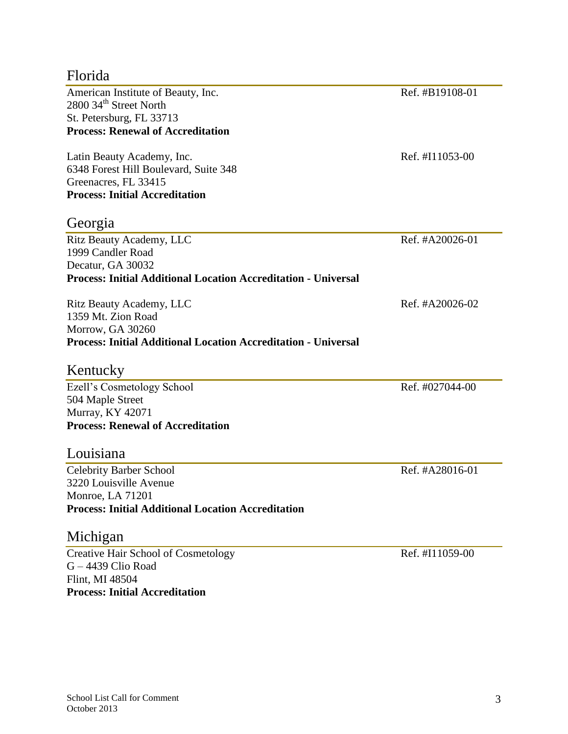## Florida

American Institute of Beauty, Inc. — Ref. #B19108-01
2800 34th Street North
St. Petersburg, FL 33713
**Process: Renewal of Accreditation**

Latin Beauty Academy, Inc. — Ref. #I11053-00
6348 Forest Hill Boulevard, Suite 348
Greenacres, FL 33415
**Process: Initial Accreditation**

## Georgia

Ritz Beauty Academy, LLC — Ref. #A20026-01
1999 Candler Road
Decatur, GA 30032
**Process: Initial Additional Location Accreditation - Universal**

Ritz Beauty Academy, LLC — Ref. #A20026-02
1359 Mt. Zion Road
Morrow, GA 30260
**Process: Initial Additional Location Accreditation - Universal**

## Kentucky

Ezell's Cosmetology School — Ref. #027044-00
504 Maple Street
Murray, KY 42071
**Process: Renewal of Accreditation**

## Louisiana

Celebrity Barber School — Ref. #A28016-01
3220 Louisville Avenue
Monroe, LA 71201
**Process: Initial Additional Location Accreditation**

## Michigan

Creative Hair School of Cosmetology — Ref. #I11059-00
G – 4439 Clio Road
Flint, MI 48504
**Process: Initial Accreditation**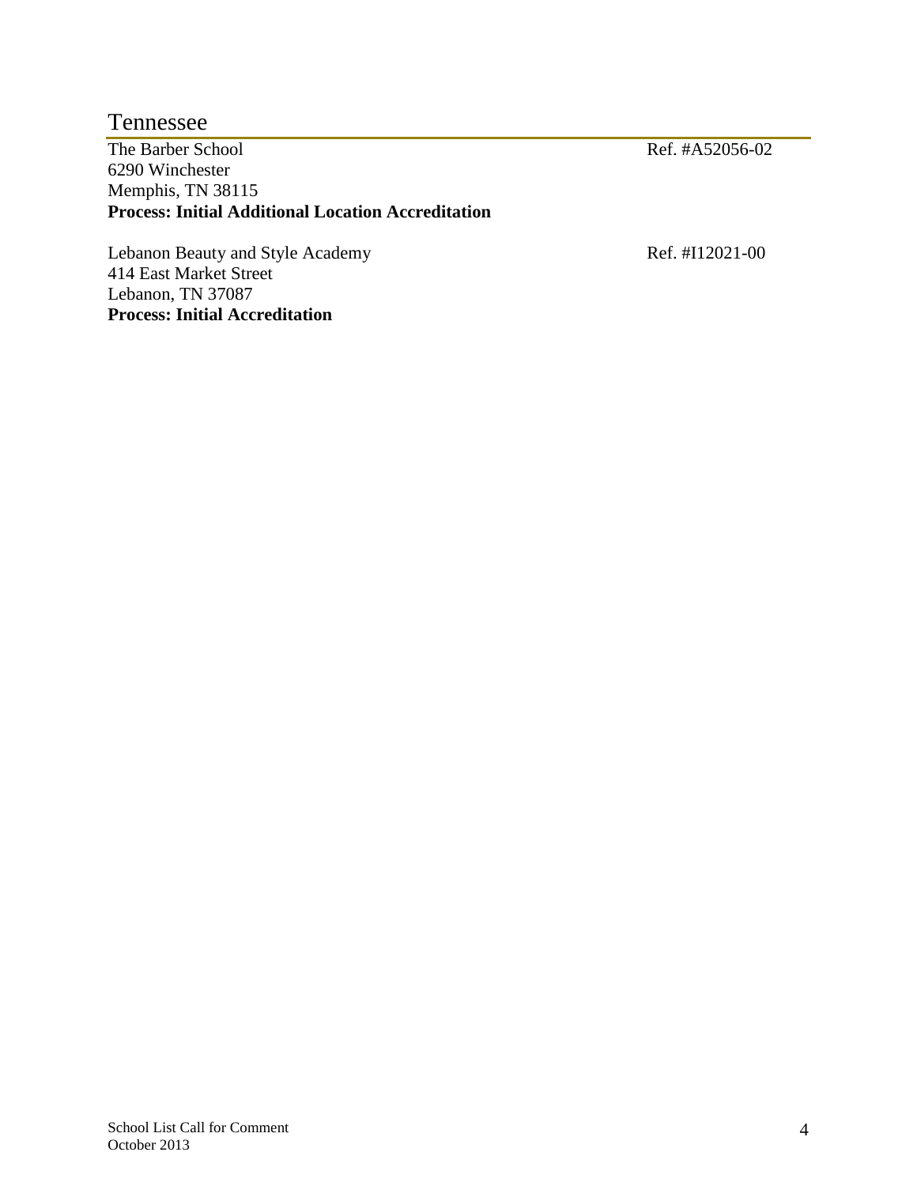## Tennessee

The Barber School Ref. #A52056-02
6290 Winchester
Memphis, TN 38115
**Process: Initial Additional Location Accreditation**

Lebanon Beauty and Style Academy Ref. #I12021-00
414 East Market Street
Lebanon, TN 37087
**Process: Initial Accreditation**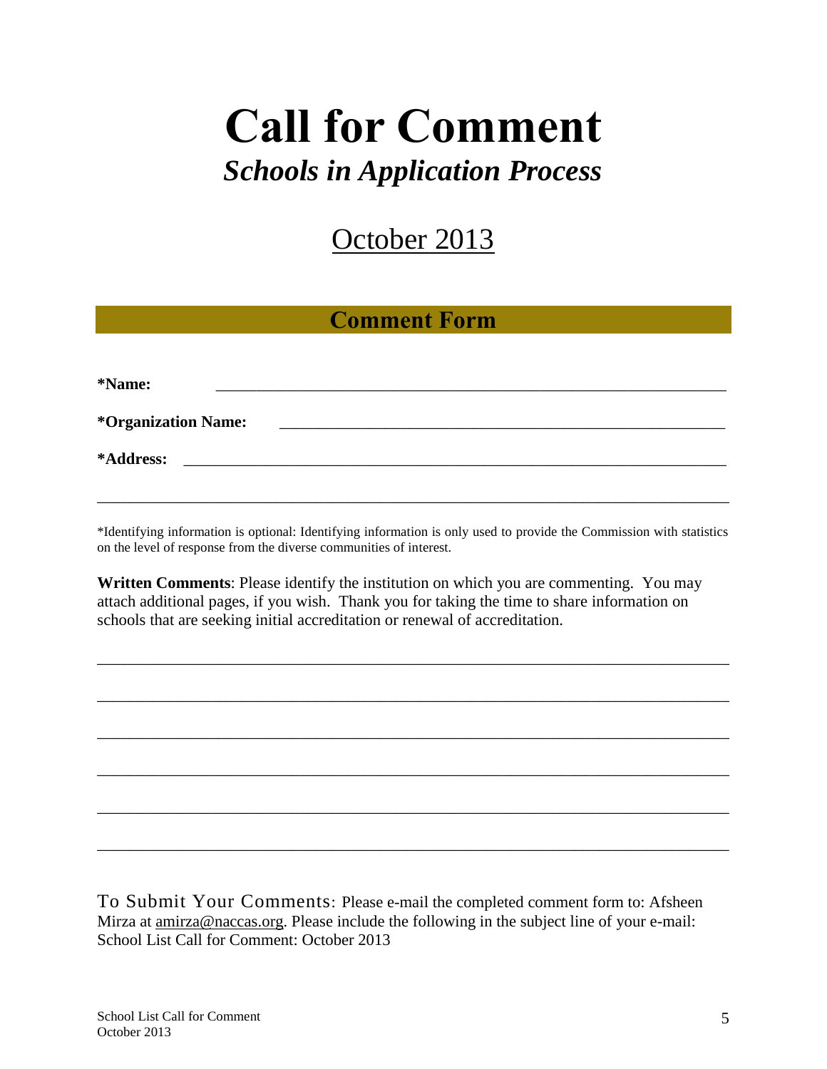# Call for Comment

## *Schools in Application Process*

## October 2013

### Comment Form

**\*Name:** ____________________________________________________________

**\*Organization Name:** ____________________________________________________

**\*Address:** _________________________________________________________________

_______________________________________________________________________________

\*Identifying information is optional: Identifying information is only used to provide the Commission with statistics on the level of response from the diverse communities of interest.

**Written Comments**: Please identify the institution on which you are commenting. You may attach additional pages, if you wish. Thank you for taking the time to share information on schools that are seeking initial accreditation or renewal of accreditation.

_______________________________________________________________________________

_______________________________________________________________________________

_______________________________________________________________________________

_______________________________________________________________________________

_______________________________________________________________________________

_______________________________________________________________________________

To Submit Your Comments: Please e-mail the completed comment form to: Afsheen Mirza at amirza@naccas.org. Please include the following in the subject line of your e-mail: School List Call for Comment: October 2013